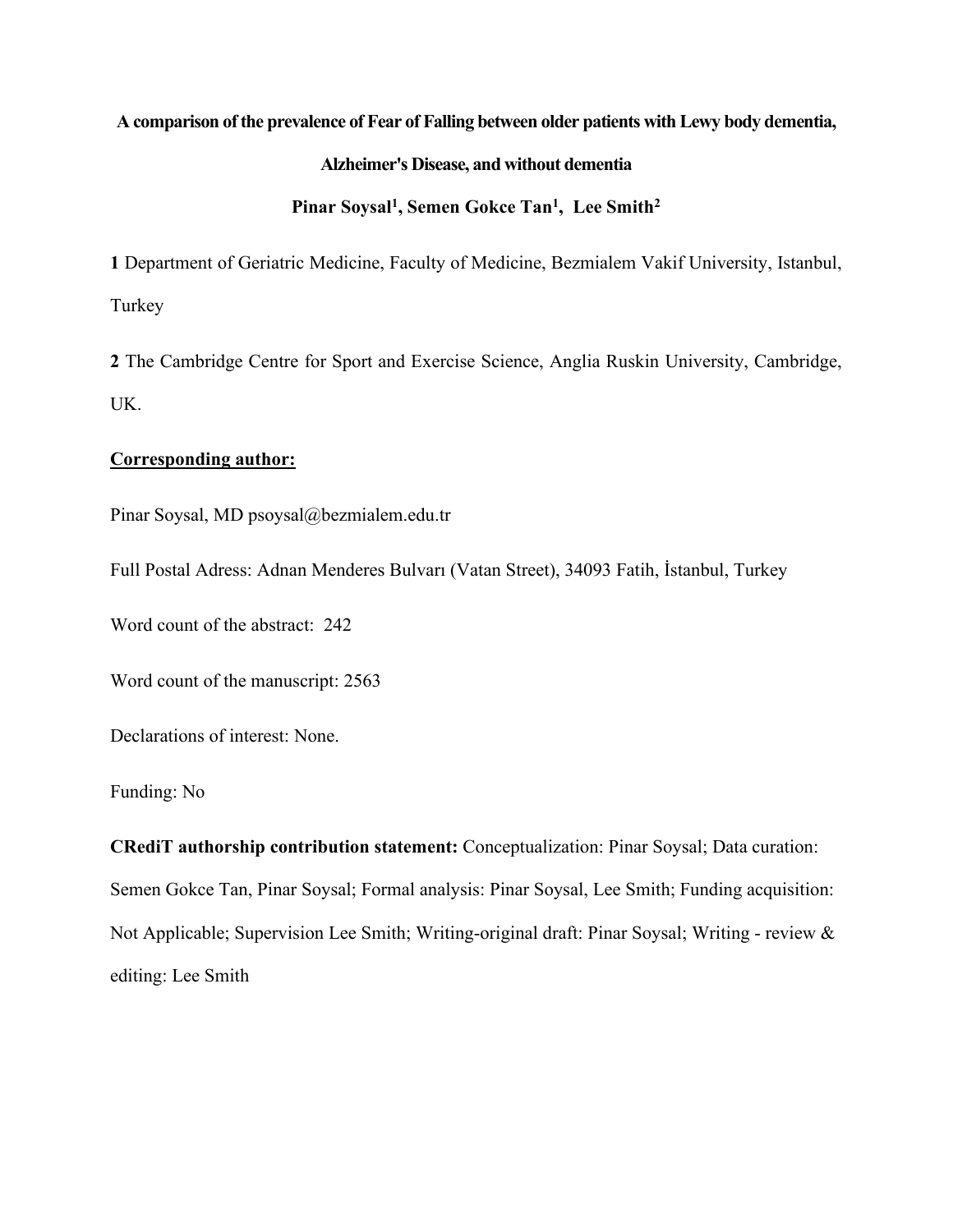# A comparison of the prevalence of Fear of Falling between older patients with Lewy body dementia, Alzheimer's Disease, and without dementia

**Pinar Soysal[1], Semen Gokce Tan[1], Lee Smith[2]**

**1** Department of Geriatric Medicine, Faculty of Medicine, Bezmialem Vakif University, Istanbul, Turkey

**2** The Cambridge Centre for Sport and Exercise Science, Anglia Ruskin University, Cambridge, UK.

**Corresponding author:**

Pinar Soysal, MD psoysal@bezmialem.edu.tr

Full Postal Adress: Adnan Menderes Bulvarı (Vatan Street), 34093 Fatih, İstanbul, Turkey

Word count of the abstract: 242

Word count of the manuscript: 2563

Declarations of interest: None.

Funding: No

**CRediT authorship contribution statement:** Conceptualization: Pinar Soysal; Data curation: Semen Gokce Tan, Pinar Soysal; Formal analysis: Pinar Soysal, Lee Smith; Funding acquisition: Not Applicable; Supervision Lee Smith; Writing-original draft: Pinar Soysal; Writing - review & editing: Lee Smith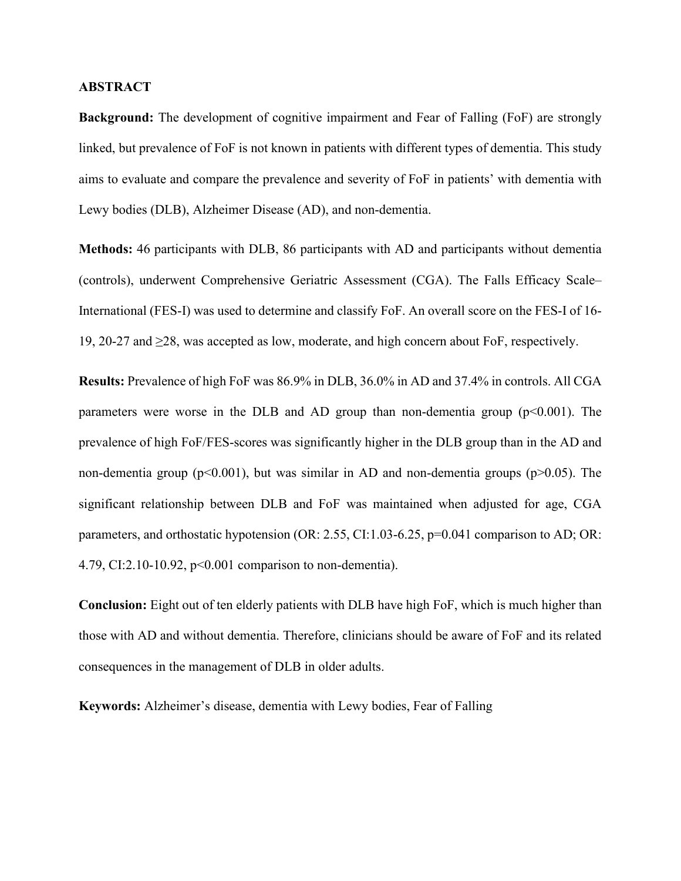## ABSTRACT

**Background:** The development of cognitive impairment and Fear of Falling (FoF) are strongly linked, but prevalence of FoF is not known in patients with different types of dementia. This study aims to evaluate and compare the prevalence and severity of FoF in patients' with dementia with Lewy bodies (DLB), Alzheimer Disease (AD), and non-dementia.

**Methods:** 46 participants with DLB, 86 participants with AD and participants without dementia (controls), underwent Comprehensive Geriatric Assessment (CGA). The Falls Efficacy Scale–International (FES-I) was used to determine and classify FoF. An overall score on the FES-I of 16-19, 20-27 and ≥28, was accepted as low, moderate, and high concern about FoF, respectively.

**Results:** Prevalence of high FoF was 86.9% in DLB, 36.0% in AD and 37.4% in controls. All CGA parameters were worse in the DLB and AD group than non-dementia group ($p<0.001$). The prevalence of high FoF/FES-scores was significantly higher in the DLB group than in the AD and non-dementia group ($p<0.001$), but was similar in AD and non-dementia groups ($p>0.05$). The significant relationship between DLB and FoF was maintained when adjusted for age, CGA parameters, and orthostatic hypotension (OR: 2.55, CI:1.03-6.25, $p=0.041$ comparison to AD; OR: 4.79, CI:2.10-10.92, $p<0.001$ comparison to non-dementia).

**Conclusion:** Eight out of ten elderly patients with DLB have high FoF, which is much higher than those with AD and without dementia. Therefore, clinicians should be aware of FoF and its related consequences in the management of DLB in older adults.

**Keywords:** Alzheimer's disease, dementia with Lewy bodies, Fear of Falling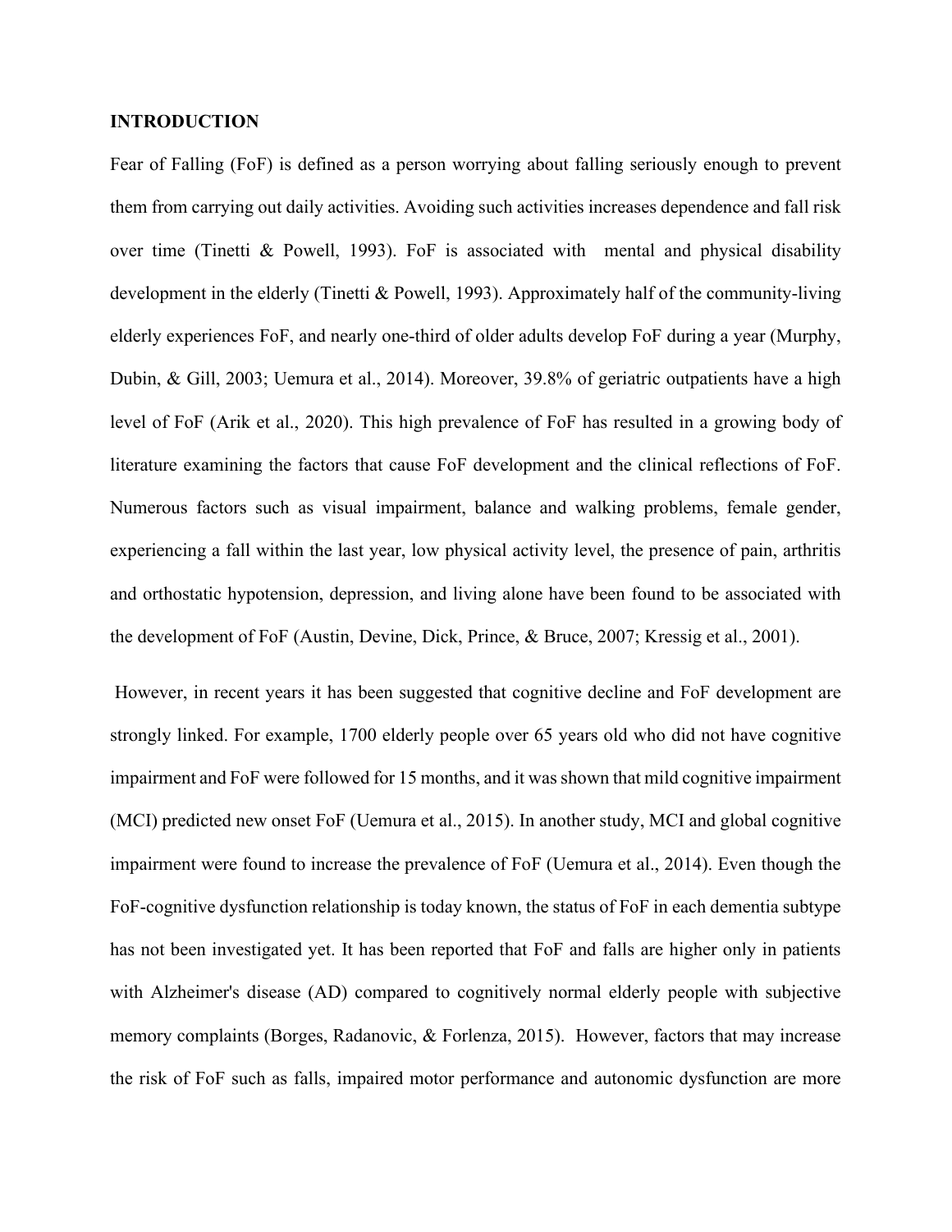**INTRODUCTION**

Fear of Falling (FoF) is defined as a person worrying about falling seriously enough to prevent them from carrying out daily activities. Avoiding such activities increases dependence and fall risk over time (Tinetti & Powell, 1993). FoF is associated with mental and physical disability development in the elderly (Tinetti & Powell, 1993). Approximately half of the community-living elderly experiences FoF, and nearly one-third of older adults develop FoF during a year (Murphy, Dubin, & Gill, 2003; Uemura et al., 2014). Moreover, 39.8% of geriatric outpatients have a high level of FoF (Arik et al., 2020). This high prevalence of FoF has resulted in a growing body of literature examining the factors that cause FoF development and the clinical reflections of FoF. Numerous factors such as visual impairment, balance and walking problems, female gender, experiencing a fall within the last year, low physical activity level, the presence of pain, arthritis and orthostatic hypotension, depression, and living alone have been found to be associated with the development of FoF (Austin, Devine, Dick, Prince, & Bruce, 2007; Kressig et al., 2001).

However, in recent years it has been suggested that cognitive decline and FoF development are strongly linked. For example, 1700 elderly people over 65 years old who did not have cognitive impairment and FoF were followed for 15 months, and it was shown that mild cognitive impairment (MCI) predicted new onset FoF (Uemura et al., 2015). In another study, MCI and global cognitive impairment were found to increase the prevalence of FoF (Uemura et al., 2014). Even though the FoF-cognitive dysfunction relationship is today known, the status of FoF in each dementia subtype has not been investigated yet. It has been reported that FoF and falls are higher only in patients with Alzheimer's disease (AD) compared to cognitively normal elderly people with subjective memory complaints (Borges, Radanovic, & Forlenza, 2015). However, factors that may increase the risk of FoF such as falls, impaired motor performance and autonomic dysfunction are more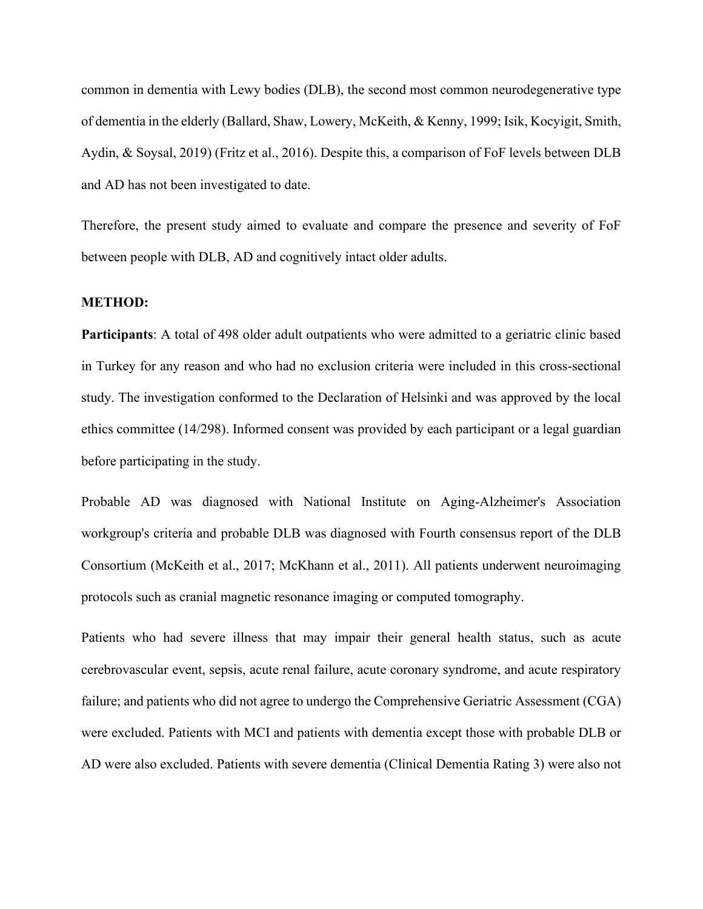common in dementia with Lewy bodies (DLB), the second most common neurodegenerative type of dementia in the elderly (Ballard, Shaw, Lowery, McKeith, & Kenny, 1999; Isik, Kocyigit, Smith, Aydin, & Soysal, 2019) (Fritz et al., 2016). Despite this, a comparison of FoF levels between DLB and AD has not been investigated to date.

Therefore, the present study aimed to evaluate and compare the presence and severity of FoF between people with DLB, AD and cognitively intact older adults.

**METHOD:**

**Participants**: A total of 498 older adult outpatients who were admitted to a geriatric clinic based in Turkey for any reason and who had no exclusion criteria were included in this cross-sectional study. The investigation conformed to the Declaration of Helsinki and was approved by the local ethics committee (14/298). Informed consent was provided by each participant or a legal guardian before participating in the study.

Probable AD was diagnosed with National Institute on Aging-Alzheimer's Association workgroup's criteria and probable DLB was diagnosed with Fourth consensus report of the DLB Consortium (McKeith et al., 2017; McKhann et al., 2011). All patients underwent neuroimaging protocols such as cranial magnetic resonance imaging or computed tomography.

Patients who had severe illness that may impair their general health status, such as acute cerebrovascular event, sepsis, acute renal failure, acute coronary syndrome, and acute respiratory failure; and patients who did not agree to undergo the Comprehensive Geriatric Assessment (CGA) were excluded. Patients with MCI and patients with dementia except those with probable DLB or AD were also excluded. Patients with severe dementia (Clinical Dementia Rating 3) were also not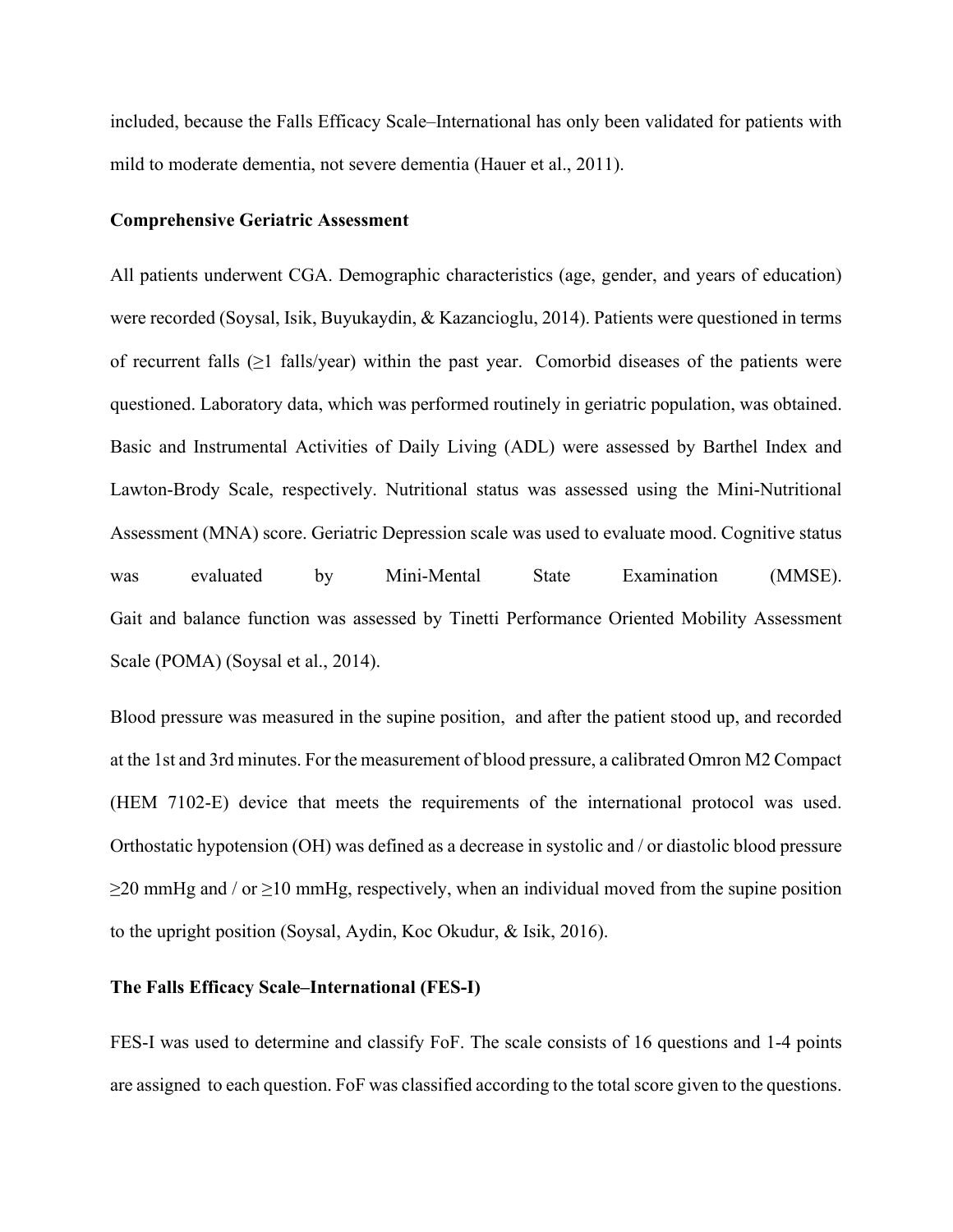included, because the Falls Efficacy Scale–International has only been validated for patients with mild to moderate dementia, not severe dementia (Hauer et al., 2011).

**Comprehensive Geriatric Assessment**

All patients underwent CGA. Demographic characteristics (age, gender, and years of education) were recorded (Soysal, Isik, Buyukaydin, & Kazancioglu, 2014). Patients were questioned in terms of recurrent falls (≥1 falls/year) within the past year. Comorbid diseases of the patients were questioned. Laboratory data, which was performed routinely in geriatric population, was obtained. Basic and Instrumental Activities of Daily Living (ADL) were assessed by Barthel Index and Lawton-Brody Scale, respectively. Nutritional status was assessed using the Mini-Nutritional Assessment (MNA) score. Geriatric Depression scale was used to evaluate mood. Cognitive status was evaluated by Mini-Mental State Examination (MMSE). Gait and balance function was assessed by Tinetti Performance Oriented Mobility Assessment Scale (POMA) (Soysal et al., 2014).

Blood pressure was measured in the supine position, and after the patient stood up, and recorded at the 1st and 3rd minutes. For the measurement of blood pressure, a calibrated Omron M2 Compact (HEM 7102-E) device that meets the requirements of the international protocol was used. Orthostatic hypotension (OH) was defined as a decrease in systolic and / or diastolic blood pressure ≥20 mmHg and / or ≥10 mmHg, respectively, when an individual moved from the supine position to the upright position (Soysal, Aydin, Koc Okudur, & Isik, 2016).

**The Falls Efficacy Scale–International (FES-I)**

FES-I was used to determine and classify FoF. The scale consists of 16 questions and 1-4 points are assigned to each question. FoF was classified according to the total score given to the questions.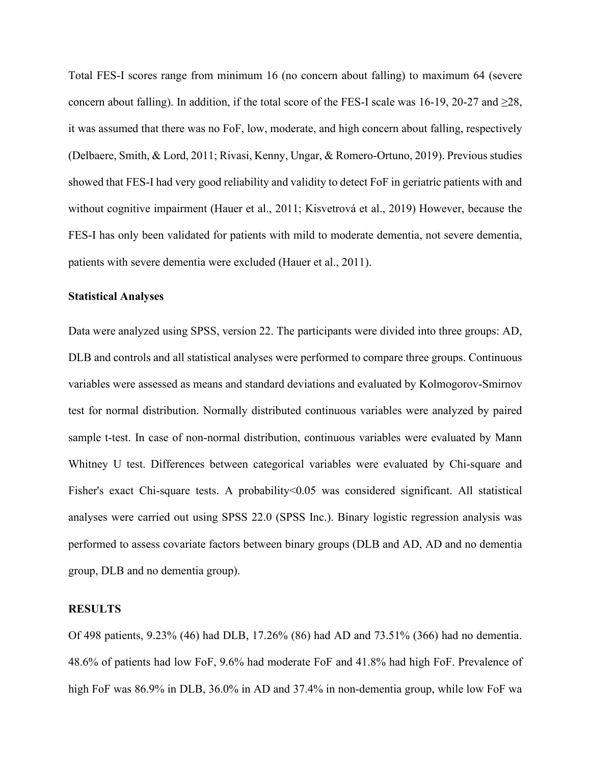Total FES-I scores range from minimum 16 (no concern about falling) to maximum 64 (severe concern about falling). In addition, if the total score of the FES-I scale was 16-19, 20-27 and ≥28, it was assumed that there was no FoF, low, moderate, and high concern about falling, respectively (Delbaere, Smith, & Lord, 2011; Rivasi, Kenny, Ungar, & Romero-Ortuno, 2019). Previous studies showed that FES-I had very good reliability and validity to detect FoF in geriatric patients with and without cognitive impairment (Hauer et al., 2011; Kisvetrová et al., 2019) However, because the FES-I has only been validated for patients with mild to moderate dementia, not severe dementia, patients with severe dementia were excluded (Hauer et al., 2011).

**Statistical Analyses**

Data were analyzed using SPSS, version 22. The participants were divided into three groups: AD, DLB and controls and all statistical analyses were performed to compare three groups. Continuous variables were assessed as means and standard deviations and evaluated by Kolmogorov-Smirnov test for normal distribution. Normally distributed continuous variables were analyzed by paired sample t-test. In case of non-normal distribution, continuous variables were evaluated by Mann Whitney U test. Differences between categorical variables were evaluated by Chi-square and Fisher's exact Chi-square tests. A probability<0.05 was considered significant. All statistical analyses were carried out using SPSS 22.0 (SPSS Inc.). Binary logistic regression analysis was performed to assess covariate factors between binary groups (DLB and AD, AD and no dementia group, DLB and no dementia group).

**RESULTS**

Of 498 patients, 9.23% (46) had DLB, 17.26% (86) had AD and 73.51% (366) had no dementia. 48.6% of patients had low FoF, 9.6% had moderate FoF and 41.8% had high FoF. Prevalence of high FoF was 86.9% in DLB, 36.0% in AD and 37.4% in non-dementia group, while low FoF wa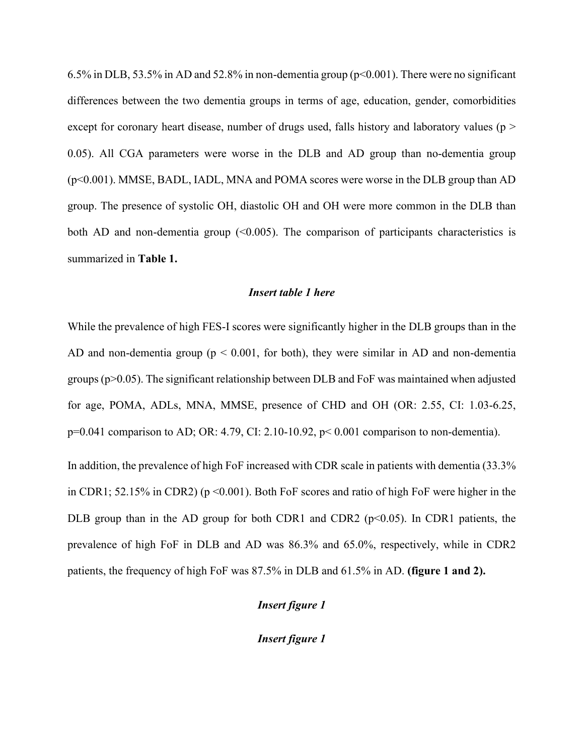6.5% in DLB, 53.5% in AD and 52.8% in non-dementia group ($p<0.001$). There were no significant differences between the two dementia groups in terms of age, education, gender, comorbidities except for coronary heart disease, number of drugs used, falls history and laboratory values ($p > 0.05$). All CGA parameters were worse in the DLB and AD group than no-dementia group ($p<0.001$). MMSE, BADL, IADL, MNA and POMA scores were worse in the DLB group than AD group. The presence of systolic OH, diastolic OH and OH were more common in the DLB than both AD and non-dementia group ($<0.005$). The comparison of participants characteristics is summarized in **Table 1.**

***Insert table 1 here***

While the prevalence of high FES-I scores were significantly higher in the DLB groups than in the AD and non-dementia group ($p < 0.001$, for both), they were similar in AD and non-dementia groups ($p>0.05$). The significant relationship between DLB and FoF was maintained when adjusted for age, POMA, ADLs, MNA, MMSE, presence of CHD and OH (OR: 2.55, CI: 1.03-6.25, $p=0.041$ comparison to AD; OR: 4.79, CI: 2.10-10.92, $p< 0.001$ comparison to non-dementia).

In addition, the prevalence of high FoF increased with CDR scale in patients with dementia (33.3% in CDR1; 52.15% in CDR2) ($p <0.001$). Both FoF scores and ratio of high FoF were higher in the DLB group than in the AD group for both CDR1 and CDR2 ($p<0.05$). In CDR1 patients, the prevalence of high FoF in DLB and AD was 86.3% and 65.0%, respectively, while in CDR2 patients, the frequency of high FoF was 87.5% in DLB and 61.5% in AD. **(figure 1 and 2).**

***Insert figure 1***

***Insert figure 1***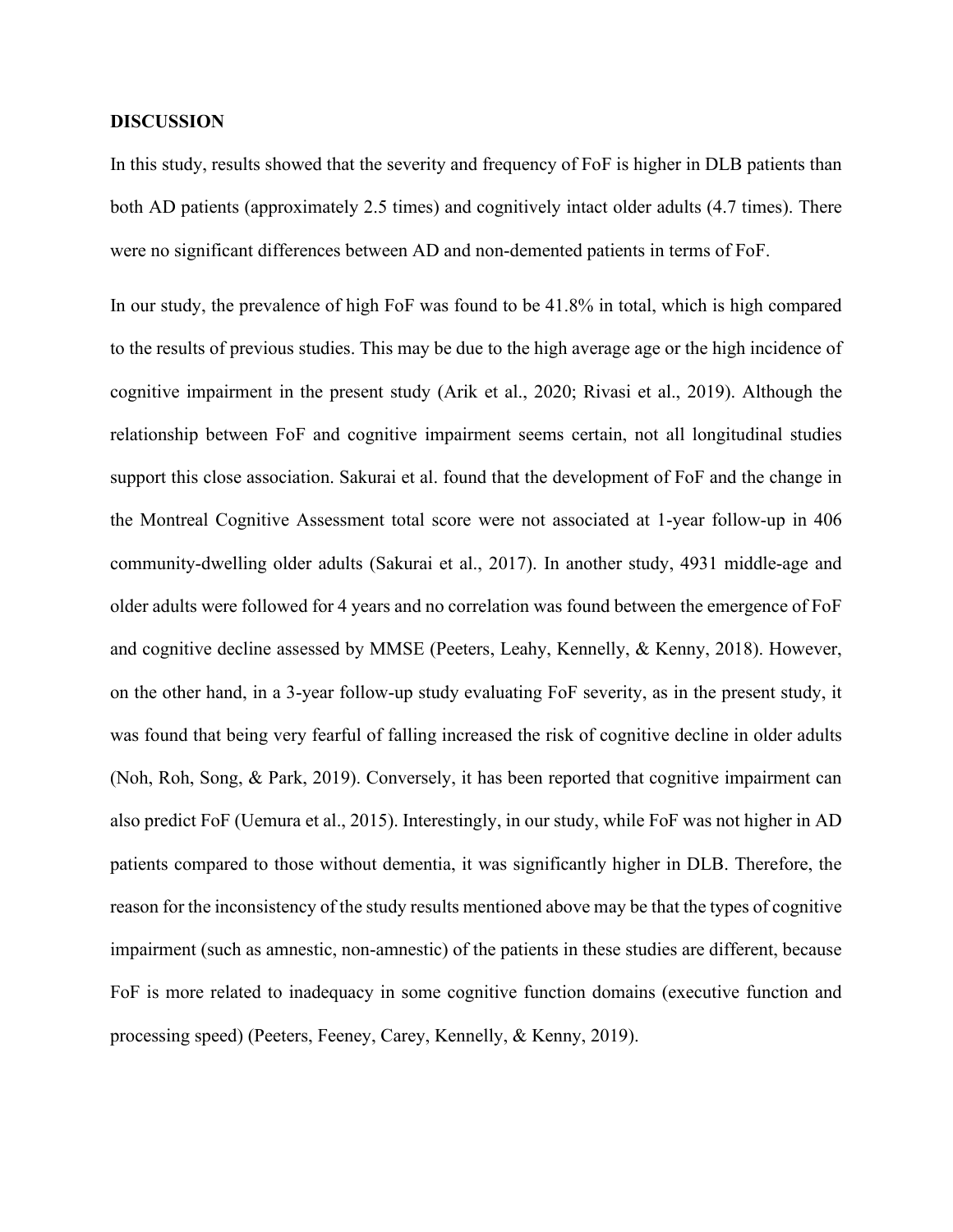**DISCUSSION**

In this study, results showed that the severity and frequency of FoF is higher in DLB patients than both AD patients (approximately 2.5 times) and cognitively intact older adults (4.7 times). There were no significant differences between AD and non-demented patients in terms of FoF.

In our study, the prevalence of high FoF was found to be 41.8% in total, which is high compared to the results of previous studies. This may be due to the high average age or the high incidence of cognitive impairment in the present study (Arik et al., 2020; Rivasi et al., 2019). Although the relationship between FoF and cognitive impairment seems certain, not all longitudinal studies support this close association. Sakurai et al. found that the development of FoF and the change in the Montreal Cognitive Assessment total score were not associated at 1-year follow-up in 406 community-dwelling older adults (Sakurai et al., 2017). In another study, 4931 middle-age and older adults were followed for 4 years and no correlation was found between the emergence of FoF and cognitive decline assessed by MMSE (Peeters, Leahy, Kennelly, & Kenny, 2018). However, on the other hand, in a 3-year follow-up study evaluating FoF severity, as in the present study, it was found that being very fearful of falling increased the risk of cognitive decline in older adults (Noh, Roh, Song, & Park, 2019). Conversely, it has been reported that cognitive impairment can also predict FoF (Uemura et al., 2015). Interestingly, in our study, while FoF was not higher in AD patients compared to those without dementia, it was significantly higher in DLB. Therefore, the reason for the inconsistency of the study results mentioned above may be that the types of cognitive impairment (such as amnestic, non-amnestic) of the patients in these studies are different, because FoF is more related to inadequacy in some cognitive function domains (executive function and processing speed) (Peeters, Feeney, Carey, Kennelly, & Kenny, 2019).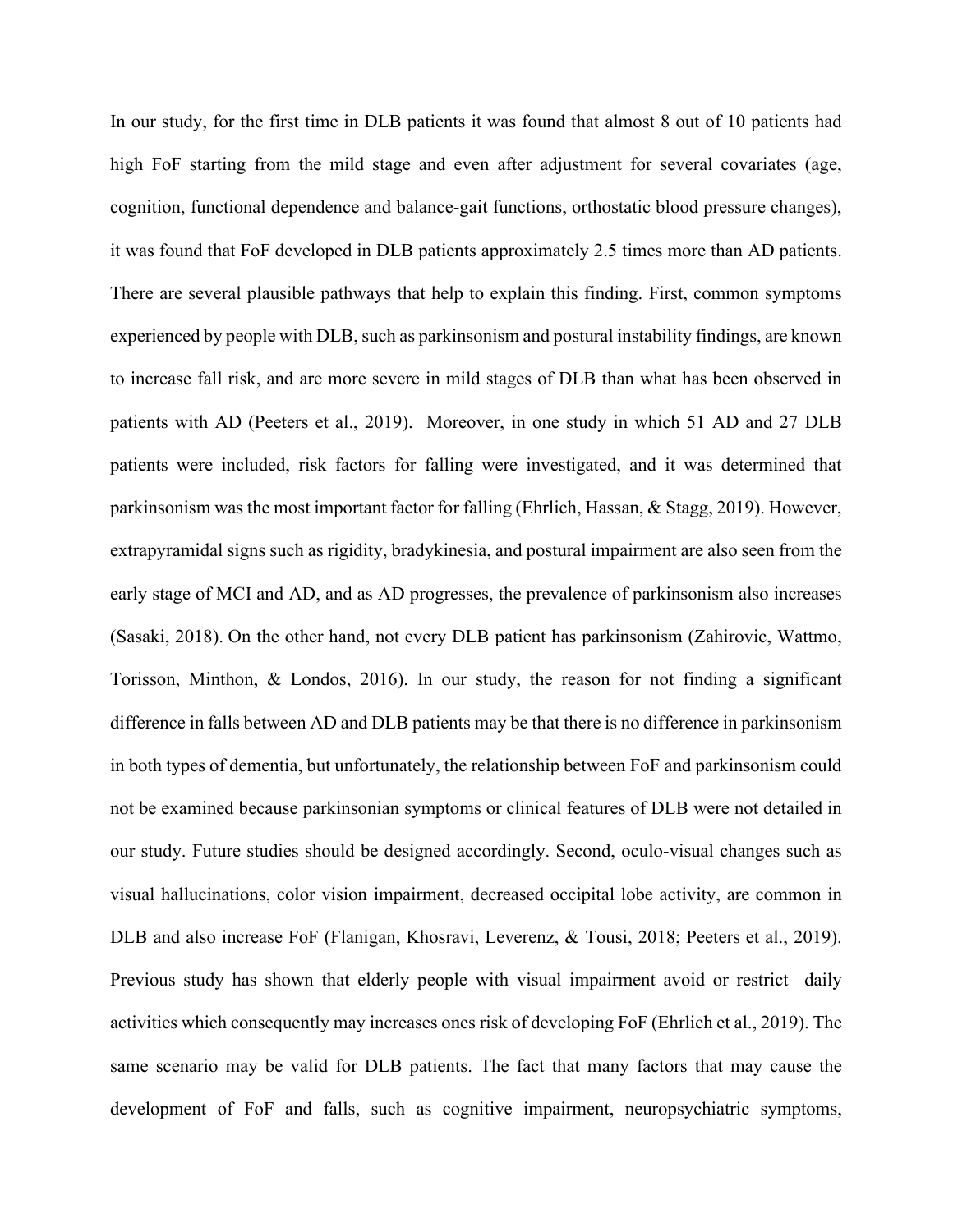In our study, for the first time in DLB patients it was found that almost 8 out of 10 patients had high FoF starting from the mild stage and even after adjustment for several covariates (age, cognition, functional dependence and balance-gait functions, orthostatic blood pressure changes), it was found that FoF developed in DLB patients approximately 2.5 times more than AD patients. There are several plausible pathways that help to explain this finding. First, common symptoms experienced by people with DLB, such as parkinsonism and postural instability findings, are known to increase fall risk, and are more severe in mild stages of DLB than what has been observed in patients with AD (Peeters et al., 2019). Moreover, in one study in which 51 AD and 27 DLB patients were included, risk factors for falling were investigated, and it was determined that parkinsonism was the most important factor for falling (Ehrlich, Hassan, & Stagg, 2019). However, extrapyramidal signs such as rigidity, bradykinesia, and postural impairment are also seen from the early stage of MCI and AD, and as AD progresses, the prevalence of parkinsonism also increases (Sasaki, 2018). On the other hand, not every DLB patient has parkinsonism (Zahirovic, Wattmo, Torisson, Minthon, & Londos, 2016). In our study, the reason for not finding a significant difference in falls between AD and DLB patients may be that there is no difference in parkinsonism in both types of dementia, but unfortunately, the relationship between FoF and parkinsonism could not be examined because parkinsonian symptoms or clinical features of DLB were not detailed in our study. Future studies should be designed accordingly. Second, oculo-visual changes such as visual hallucinations, color vision impairment, decreased occipital lobe activity, are common in DLB and also increase FoF (Flanigan, Khosravi, Leverenz, & Tousi, 2018; Peeters et al., 2019). Previous study has shown that elderly people with visual impairment avoid or restrict daily activities which consequently may increases ones risk of developing FoF (Ehrlich et al., 2019). The same scenario may be valid for DLB patients. The fact that many factors that may cause the development of FoF and falls, such as cognitive impairment, neuropsychiatric symptoms,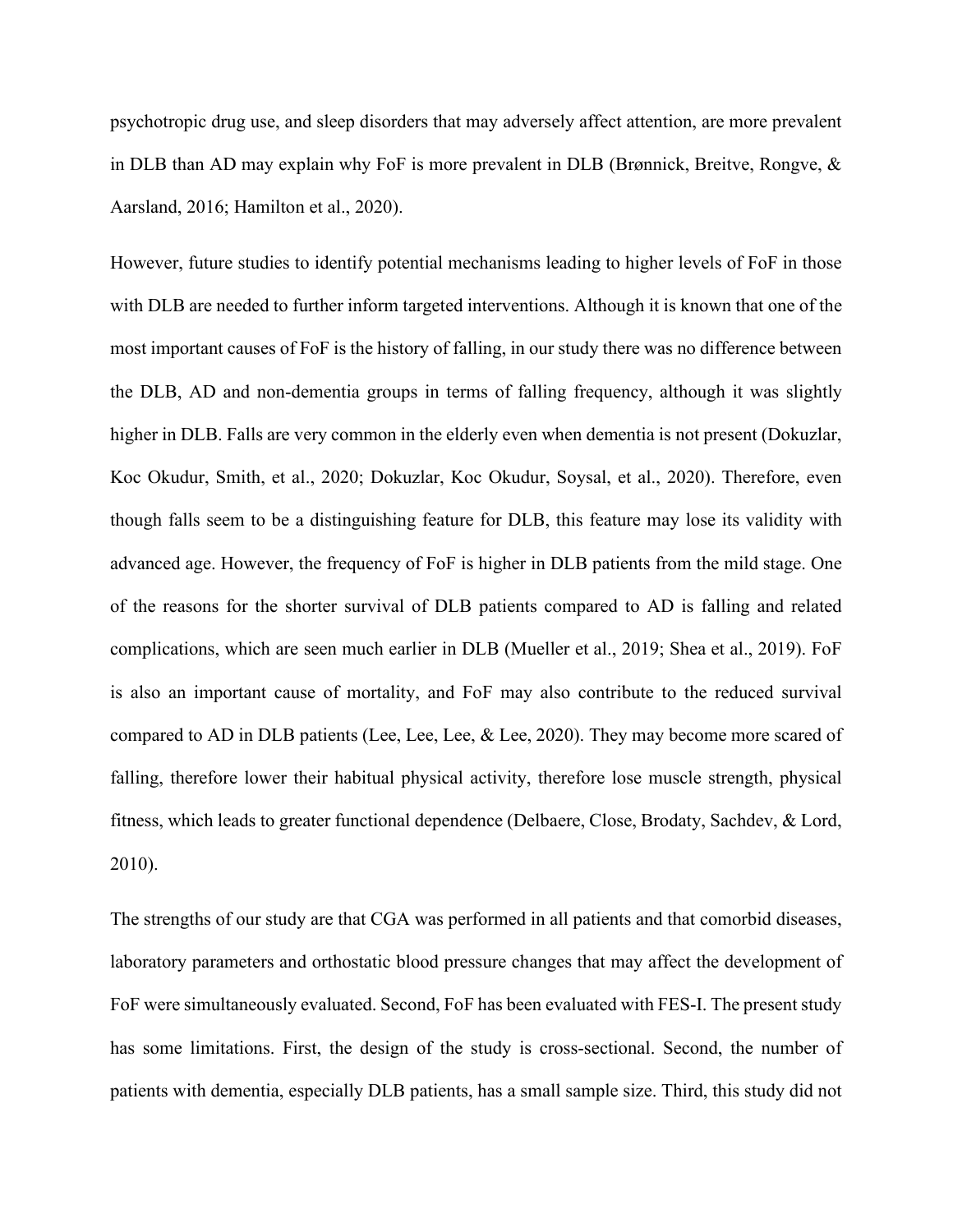psychotropic drug use, and sleep disorders that may adversely affect attention, are more prevalent in DLB than AD may explain why FoF is more prevalent in DLB (Brønnick, Breitve, Rongve, & Aarsland, 2016; Hamilton et al., 2020).

However, future studies to identify potential mechanisms leading to higher levels of FoF in those with DLB are needed to further inform targeted interventions. Although it is known that one of the most important causes of FoF is the history of falling, in our study there was no difference between the DLB, AD and non-dementia groups in terms of falling frequency, although it was slightly higher in DLB. Falls are very common in the elderly even when dementia is not present (Dokuzlar, Koc Okudur, Smith, et al., 2020; Dokuzlar, Koc Okudur, Soysal, et al., 2020). Therefore, even though falls seem to be a distinguishing feature for DLB, this feature may lose its validity with advanced age. However, the frequency of FoF is higher in DLB patients from the mild stage. One of the reasons for the shorter survival of DLB patients compared to AD is falling and related complications, which are seen much earlier in DLB (Mueller et al., 2019; Shea et al., 2019). FoF is also an important cause of mortality, and FoF may also contribute to the reduced survival compared to AD in DLB patients (Lee, Lee, Lee, & Lee, 2020). They may become more scared of falling, therefore lower their habitual physical activity, therefore lose muscle strength, physical fitness, which leads to greater functional dependence (Delbaere, Close, Brodaty, Sachdev, & Lord, 2010).

The strengths of our study are that CGA was performed in all patients and that comorbid diseases, laboratory parameters and orthostatic blood pressure changes that may affect the development of FoF were simultaneously evaluated. Second, FoF has been evaluated with FES-I. The present study has some limitations. First, the design of the study is cross-sectional. Second, the number of patients with dementia, especially DLB patients, has a small sample size. Third, this study did not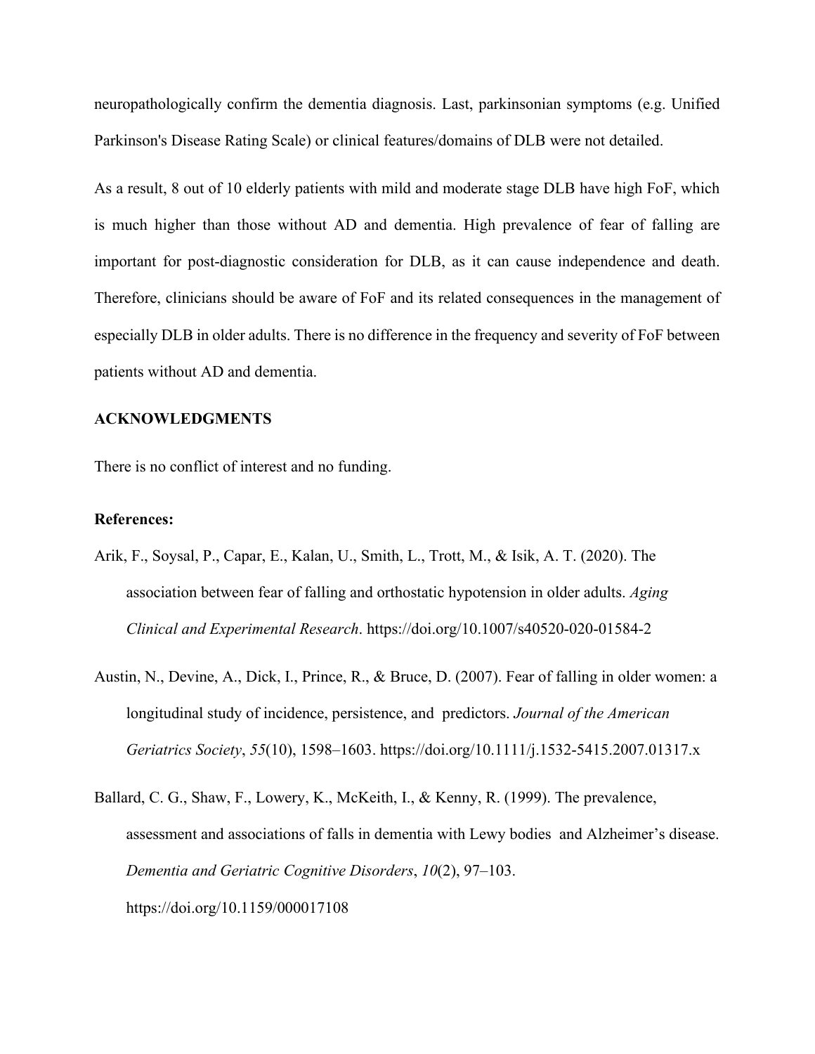neuropathologically confirm the dementia diagnosis. Last, parkinsonian symptoms (e.g. Unified Parkinson's Disease Rating Scale) or clinical features/domains of DLB were not detailed.

As a result, 8 out of 10 elderly patients with mild and moderate stage DLB have high FoF, which is much higher than those without AD and dementia. High prevalence of fear of falling are important for post-diagnostic consideration for DLB, as it can cause independence and death. Therefore, clinicians should be aware of FoF and its related consequences in the management of especially DLB in older adults. There is no difference in the frequency and severity of FoF between patients without AD and dementia.

**ACKNOWLEDGMENTS**

There is no conflict of interest and no funding.

**References:**

Arik, F., Soysal, P., Capar, E., Kalan, U., Smith, L., Trott, M., & Isik, A. T. (2020). The association between fear of falling and orthostatic hypotension in older adults. *Aging Clinical and Experimental Research*. https://doi.org/10.1007/s40520-020-01584-2

Austin, N., Devine, A., Dick, I., Prince, R., & Bruce, D. (2007). Fear of falling in older women: a longitudinal study of incidence, persistence, and predictors. *Journal of the American Geriatrics Society*, *55*(10), 1598–1603. https://doi.org/10.1111/j.1532-5415.2007.01317.x

Ballard, C. G., Shaw, F., Lowery, K., McKeith, I., & Kenny, R. (1999). The prevalence, assessment and associations of falls in dementia with Lewy bodies and Alzheimer's disease. *Dementia and Geriatric Cognitive Disorders*, *10*(2), 97–103. https://doi.org/10.1159/000017108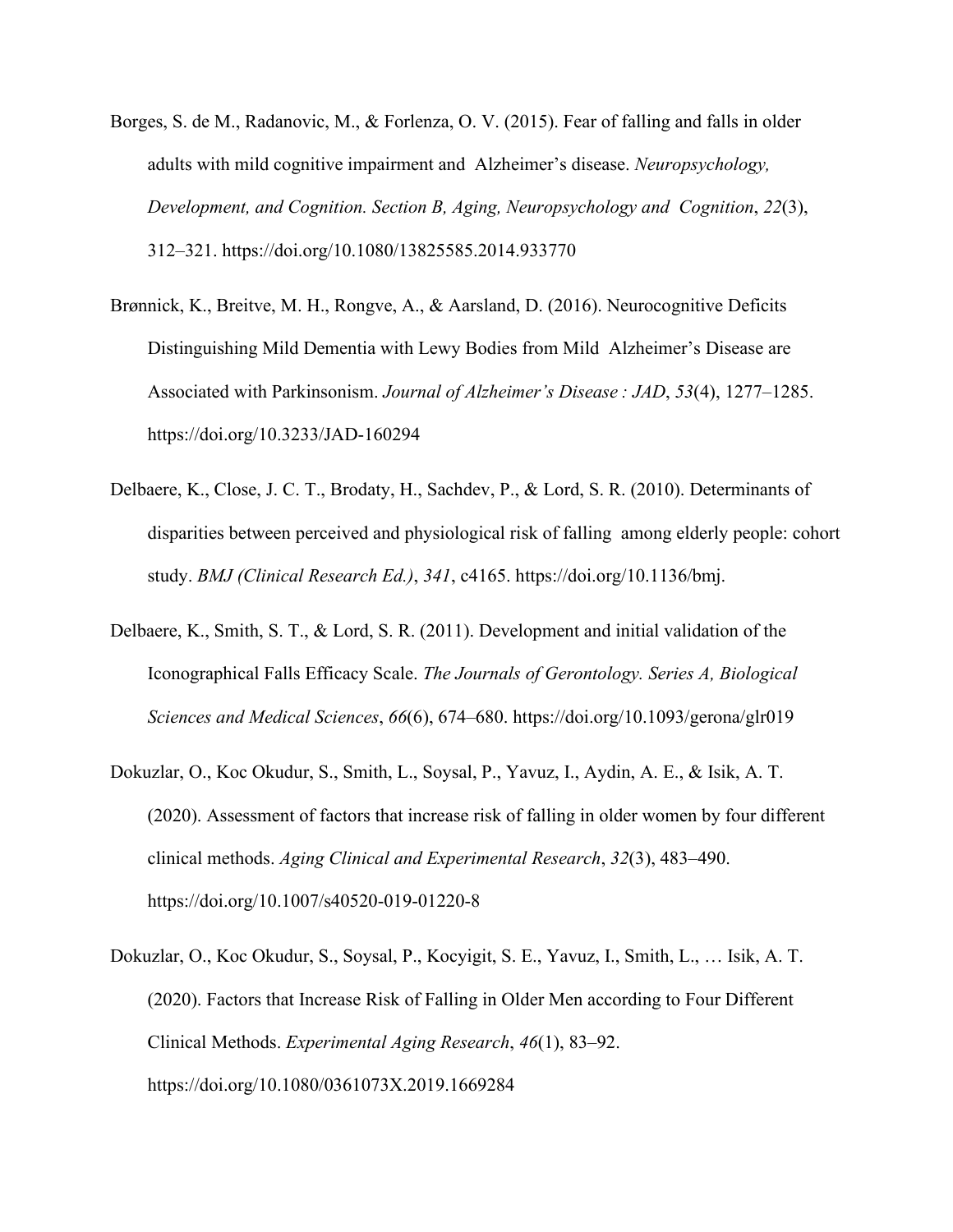Borges, S. de M., Radanovic, M., & Forlenza, O. V. (2015). Fear of falling and falls in older adults with mild cognitive impairment and Alzheimer's disease. *Neuropsychology, Development, and Cognition. Section B, Aging, Neuropsychology and Cognition*, *22*(3), 312–321. https://doi.org/10.1080/13825585.2014.933770

Brønnick, K., Breitve, M. H., Rongve, A., & Aarsland, D. (2016). Neurocognitive Deficits Distinguishing Mild Dementia with Lewy Bodies from Mild Alzheimer's Disease are Associated with Parkinsonism. *Journal of Alzheimer's Disease : JAD*, *53*(4), 1277–1285. https://doi.org/10.3233/JAD-160294

Delbaere, K., Close, J. C. T., Brodaty, H., Sachdev, P., & Lord, S. R. (2010). Determinants of disparities between perceived and physiological risk of falling among elderly people: cohort study. *BMJ (Clinical Research Ed.)*, *341*, c4165. https://doi.org/10.1136/bmj.

Delbaere, K., Smith, S. T., & Lord, S. R. (2011). Development and initial validation of the Iconographical Falls Efficacy Scale. *The Journals of Gerontology. Series A, Biological Sciences and Medical Sciences*, *66*(6), 674–680. https://doi.org/10.1093/gerona/glr019

Dokuzlar, O., Koc Okudur, S., Smith, L., Soysal, P., Yavuz, I., Aydin, A. E., & Isik, A. T. (2020). Assessment of factors that increase risk of falling in older women by four different clinical methods. *Aging Clinical and Experimental Research*, *32*(3), 483–490. https://doi.org/10.1007/s40520-019-01220-8

Dokuzlar, O., Koc Okudur, S., Soysal, P., Kocyigit, S. E., Yavuz, I., Smith, L., … Isik, A. T. (2020). Factors that Increase Risk of Falling in Older Men according to Four Different Clinical Methods. *Experimental Aging Research*, *46*(1), 83–92. https://doi.org/10.1080/0361073X.2019.1669284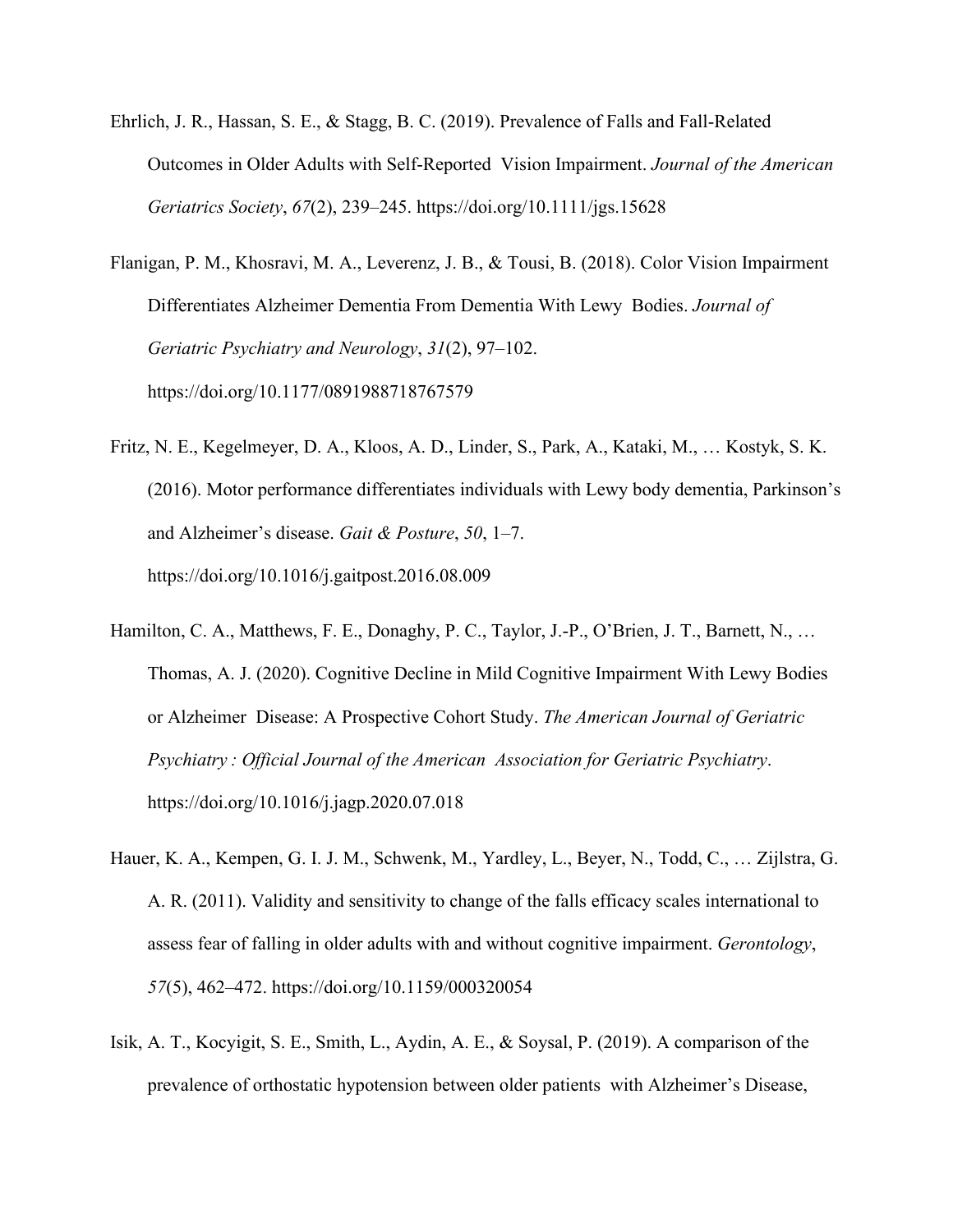Ehrlich, J. R., Hassan, S. E., & Stagg, B. C. (2019). Prevalence of Falls and Fall-Related Outcomes in Older Adults with Self-Reported Vision Impairment. *Journal of the American Geriatrics Society*, *67*(2), 239–245. https://doi.org/10.1111/jgs.15628

Flanigan, P. M., Khosravi, M. A., Leverenz, J. B., & Tousi, B. (2018). Color Vision Impairment Differentiates Alzheimer Dementia From Dementia With Lewy Bodies. *Journal of Geriatric Psychiatry and Neurology*, *31*(2), 97–102. https://doi.org/10.1177/0891988718767579

Fritz, N. E., Kegelmeyer, D. A., Kloos, A. D., Linder, S., Park, A., Kataki, M., … Kostyk, S. K. (2016). Motor performance differentiates individuals with Lewy body dementia, Parkinson's and Alzheimer's disease. *Gait & Posture*, *50*, 1–7. https://doi.org/10.1016/j.gaitpost.2016.08.009

Hamilton, C. A., Matthews, F. E., Donaghy, P. C., Taylor, J.-P., O'Brien, J. T., Barnett, N., … Thomas, A. J. (2020). Cognitive Decline in Mild Cognitive Impairment With Lewy Bodies or Alzheimer Disease: A Prospective Cohort Study. *The American Journal of Geriatric Psychiatry : Official Journal of the American Association for Geriatric Psychiatry*. https://doi.org/10.1016/j.jagp.2020.07.018

Hauer, K. A., Kempen, G. I. J. M., Schwenk, M., Yardley, L., Beyer, N., Todd, C., … Zijlstra, G. A. R. (2011). Validity and sensitivity to change of the falls efficacy scales international to assess fear of falling in older adults with and without cognitive impairment. *Gerontology*, *57*(5), 462–472. https://doi.org/10.1159/000320054

Isik, A. T., Kocyigit, S. E., Smith, L., Aydin, A. E., & Soysal, P. (2019). A comparison of the prevalence of orthostatic hypotension between older patients with Alzheimer's Disease,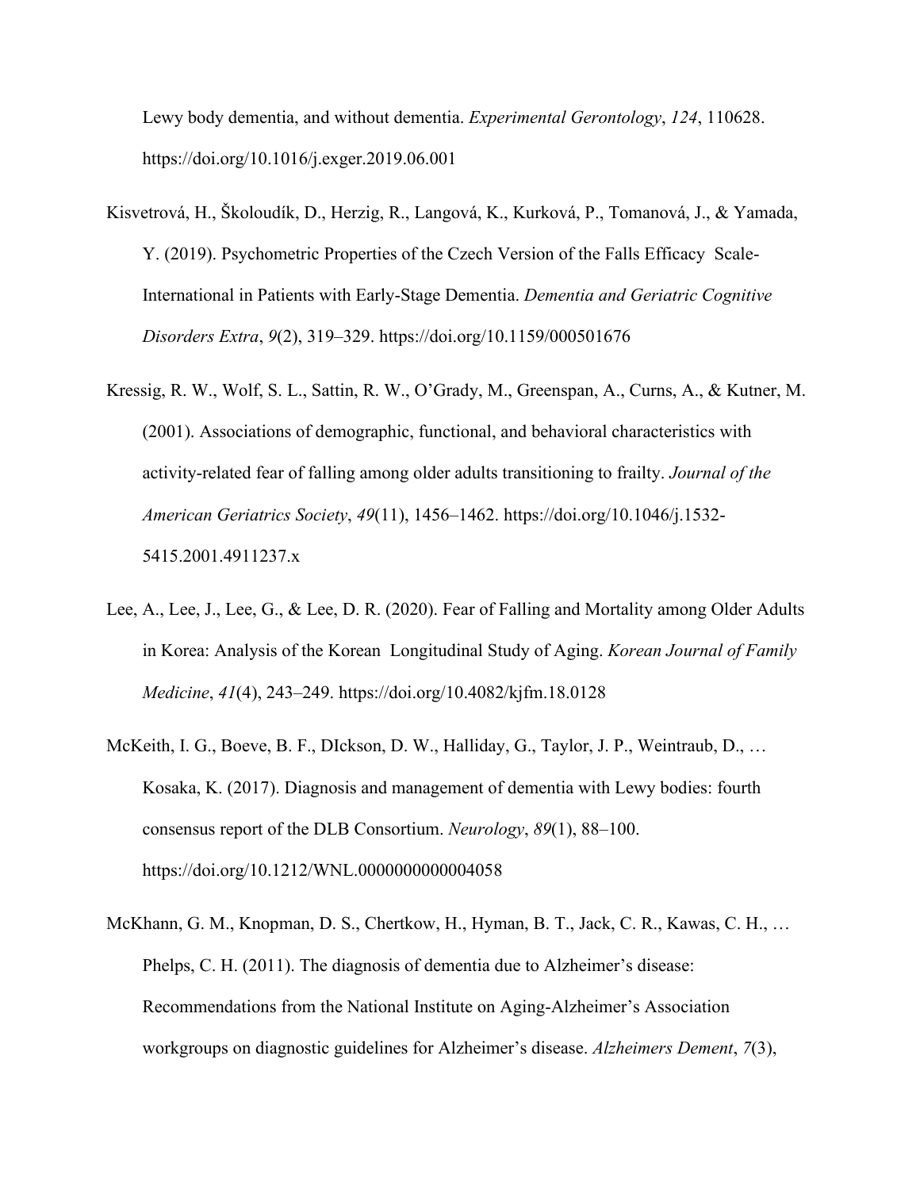Lewy body dementia, and without dementia. *Experimental Gerontology*, *124*, 110628. https://doi.org/10.1016/j.exger.2019.06.001

Kisvetrová, H., Školoudík, D., Herzig, R., Langová, K., Kurková, P., Tomanová, J., & Yamada, Y. (2019). Psychometric Properties of the Czech Version of the Falls Efficacy Scale-International in Patients with Early-Stage Dementia. *Dementia and Geriatric Cognitive Disorders Extra*, *9*(2), 319–329. https://doi.org/10.1159/000501676

Kressig, R. W., Wolf, S. L., Sattin, R. W., O'Grady, M., Greenspan, A., Curns, A., & Kutner, M. (2001). Associations of demographic, functional, and behavioral characteristics with activity-related fear of falling among older adults transitioning to frailty. *Journal of the American Geriatrics Society*, *49*(11), 1456–1462. https://doi.org/10.1046/j.1532-5415.2001.4911237.x

Lee, A., Lee, J., Lee, G., & Lee, D. R. (2020). Fear of Falling and Mortality among Older Adults in Korea: Analysis of the Korean Longitudinal Study of Aging. *Korean Journal of Family Medicine*, *41*(4), 243–249. https://doi.org/10.4082/kjfm.18.0128

McKeith, I. G., Boeve, B. F., DIckson, D. W., Halliday, G., Taylor, J. P., Weintraub, D., … Kosaka, K. (2017). Diagnosis and management of dementia with Lewy bodies: fourth consensus report of the DLB Consortium. *Neurology*, *89*(1), 88–100. https://doi.org/10.1212/WNL.0000000000004058

McKhann, G. M., Knopman, D. S., Chertkow, H., Hyman, B. T., Jack, C. R., Kawas, C. H., … Phelps, C. H. (2011). The diagnosis of dementia due to Alzheimer's disease: Recommendations from the National Institute on Aging-Alzheimer's Association workgroups on diagnostic guidelines for Alzheimer's disease. *Alzheimers Dement*, *7*(3),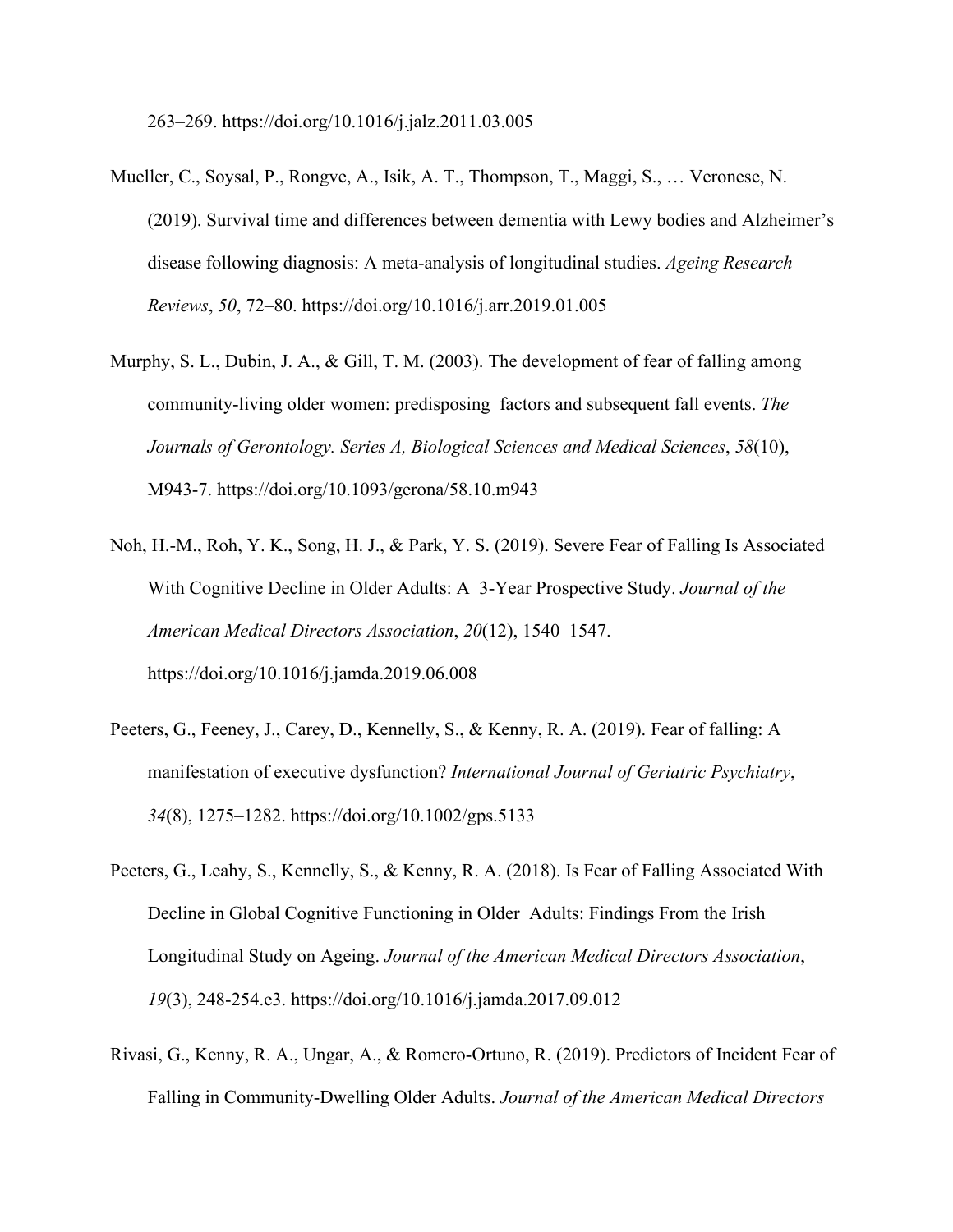263–269. https://doi.org/10.1016/j.jalz.2011.03.005

Mueller, C., Soysal, P., Rongve, A., Isik, A. T., Thompson, T., Maggi, S., … Veronese, N. (2019). Survival time and differences between dementia with Lewy bodies and Alzheimer's disease following diagnosis: A meta-analysis of longitudinal studies. *Ageing Research Reviews*, *50*, 72–80. https://doi.org/10.1016/j.arr.2019.01.005

Murphy, S. L., Dubin, J. A., & Gill, T. M. (2003). The development of fear of falling among community-living older women: predisposing factors and subsequent fall events. *The Journals of Gerontology. Series A, Biological Sciences and Medical Sciences*, *58*(10), M943-7. https://doi.org/10.1093/gerona/58.10.m943

Noh, H.-M., Roh, Y. K., Song, H. J., & Park, Y. S. (2019). Severe Fear of Falling Is Associated With Cognitive Decline in Older Adults: A 3-Year Prospective Study. *Journal of the American Medical Directors Association*, *20*(12), 1540–1547. https://doi.org/10.1016/j.jamda.2019.06.008

Peeters, G., Feeney, J., Carey, D., Kennelly, S., & Kenny, R. A. (2019). Fear of falling: A manifestation of executive dysfunction? *International Journal of Geriatric Psychiatry*, *34*(8), 1275–1282. https://doi.org/10.1002/gps.5133

Peeters, G., Leahy, S., Kennelly, S., & Kenny, R. A. (2018). Is Fear of Falling Associated With Decline in Global Cognitive Functioning in Older Adults: Findings From the Irish Longitudinal Study on Ageing. *Journal of the American Medical Directors Association*, *19*(3), 248-254.e3. https://doi.org/10.1016/j.jamda.2017.09.012

Rivasi, G., Kenny, R. A., Ungar, A., & Romero-Ortuno, R. (2019). Predictors of Incident Fear of Falling in Community-Dwelling Older Adults. *Journal of the American Medical Directors*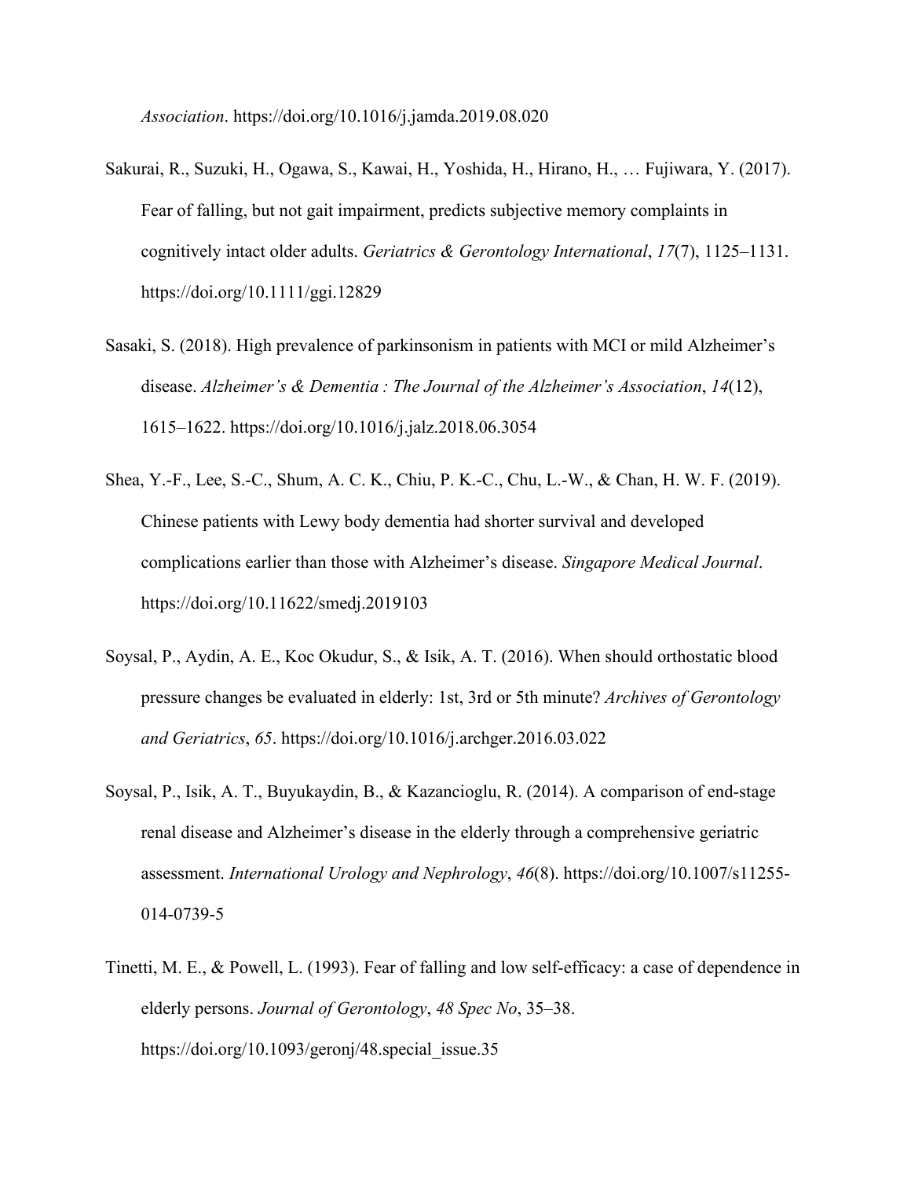*Association*. https://doi.org/10.1016/j.jamda.2019.08.020

Sakurai, R., Suzuki, H., Ogawa, S., Kawai, H., Yoshida, H., Hirano, H., … Fujiwara, Y. (2017). Fear of falling, but not gait impairment, predicts subjective memory complaints in cognitively intact older adults. *Geriatrics & Gerontology International*, *17*(7), 1125–1131. https://doi.org/10.1111/ggi.12829

Sasaki, S. (2018). High prevalence of parkinsonism in patients with MCI or mild Alzheimer's disease. *Alzheimer's & Dementia : The Journal of the Alzheimer's Association*, *14*(12), 1615–1622. https://doi.org/10.1016/j.jalz.2018.06.3054

Shea, Y.-F., Lee, S.-C., Shum, A. C. K., Chiu, P. K.-C., Chu, L.-W., & Chan, H. W. F. (2019). Chinese patients with Lewy body dementia had shorter survival and developed complications earlier than those with Alzheimer's disease. *Singapore Medical Journal*. https://doi.org/10.11622/smedj.2019103

Soysal, P., Aydin, A. E., Koc Okudur, S., & Isik, A. T. (2016). When should orthostatic blood pressure changes be evaluated in elderly: 1st, 3rd or 5th minute? *Archives of Gerontology and Geriatrics*, *65*. https://doi.org/10.1016/j.archger.2016.03.022

Soysal, P., Isik, A. T., Buyukaydin, B., & Kazancioglu, R. (2014). A comparison of end-stage renal disease and Alzheimer's disease in the elderly through a comprehensive geriatric assessment. *International Urology and Nephrology*, *46*(8). https://doi.org/10.1007/s11255-014-0739-5

Tinetti, M. E., & Powell, L. (1993). Fear of falling and low self-efficacy: a case of dependence in elderly persons. *Journal of Gerontology*, *48 Spec No*, 35–38. https://doi.org/10.1093/geronj/48.special_issue.35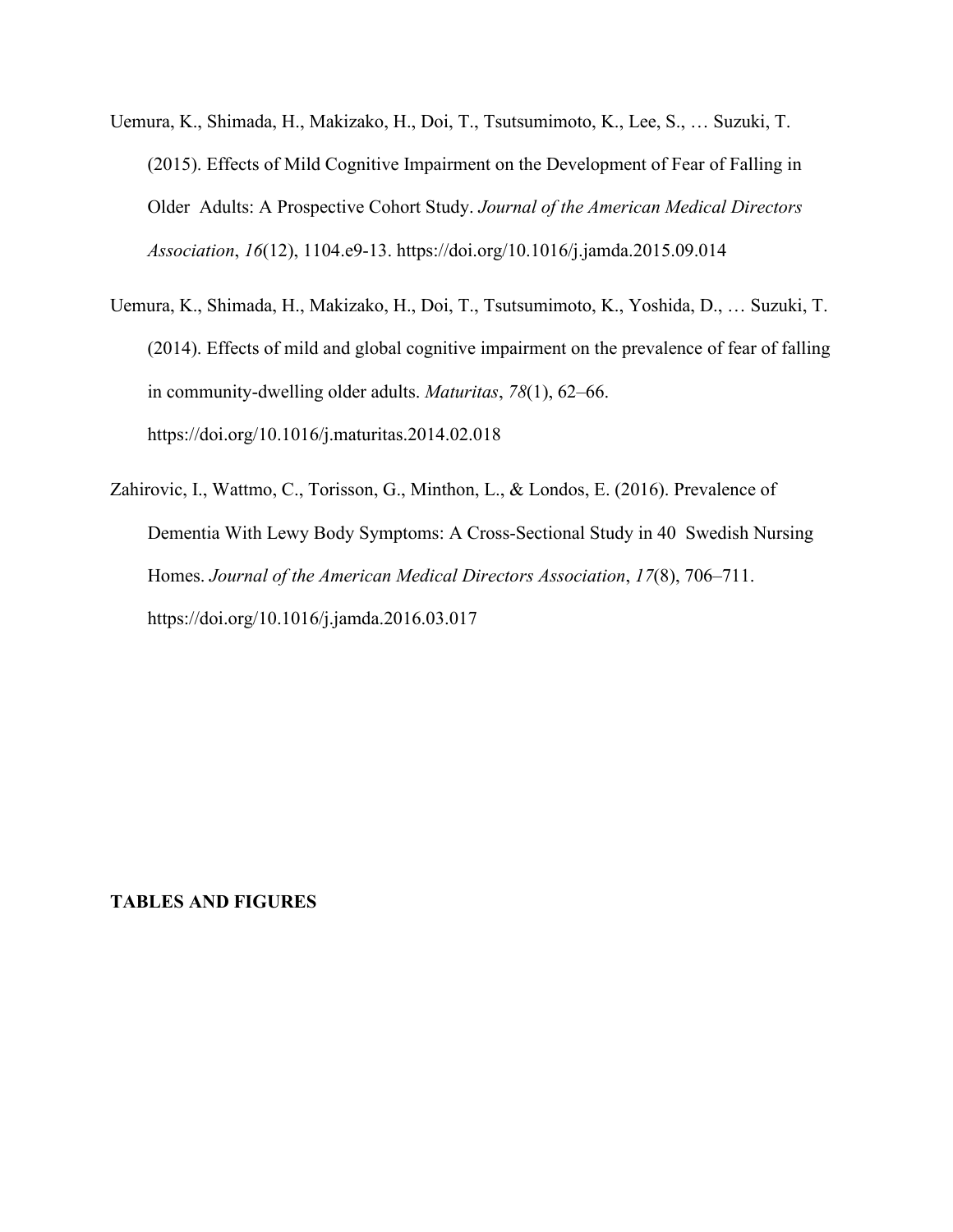Uemura, K., Shimada, H., Makizako, H., Doi, T., Tsutsumimoto, K., Lee, S., … Suzuki, T. (2015). Effects of Mild Cognitive Impairment on the Development of Fear of Falling in Older Adults: A Prospective Cohort Study. *Journal of the American Medical Directors Association*, *16*(12), 1104.e9-13. https://doi.org/10.1016/j.jamda.2015.09.014

Uemura, K., Shimada, H., Makizako, H., Doi, T., Tsutsumimoto, K., Yoshida, D., … Suzuki, T. (2014). Effects of mild and global cognitive impairment on the prevalence of fear of falling in community-dwelling older adults. *Maturitas*, *78*(1), 62–66. https://doi.org/10.1016/j.maturitas.2014.02.018

Zahirovic, I., Wattmo, C., Torisson, G., Minthon, L., & Londos, E. (2016). Prevalence of Dementia With Lewy Body Symptoms: A Cross-Sectional Study in 40 Swedish Nursing Homes. *Journal of the American Medical Directors Association*, *17*(8), 706–711. https://doi.org/10.1016/j.jamda.2016.03.017

**TABLES AND FIGURES**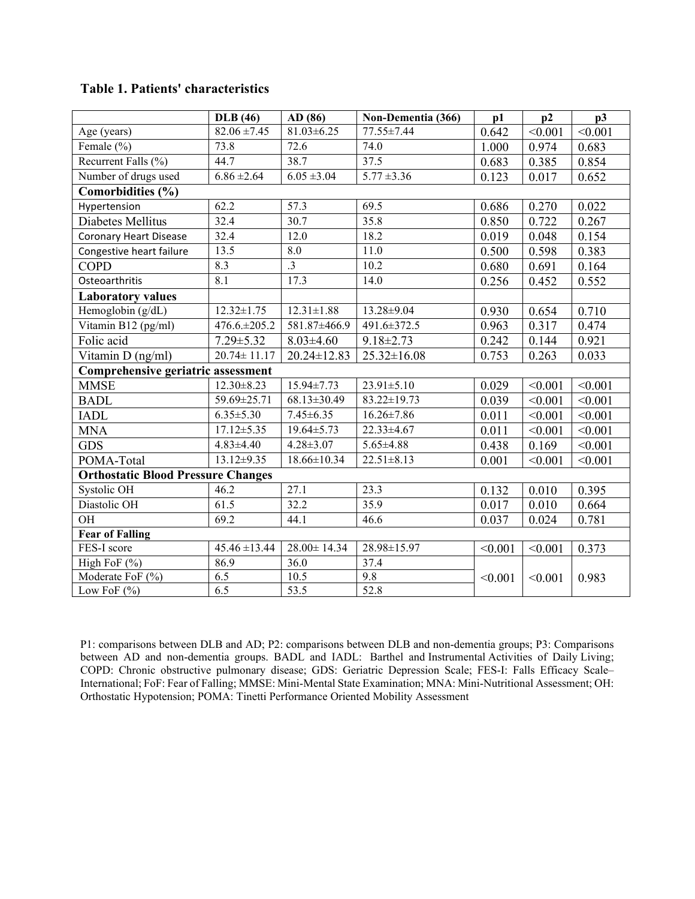**Table 1. Patients' characteristics**

| | DLB (46) | AD (86) | Non-Dementia (366) | p1 | p2 | p3 |
|---|---|---|---|---|---|---|
| Age (years) | 82.06 ±7.45 | 81.03±6.25 | 77.55±7.44 | 0.642 | <0.001 | <0.001 |
| Female (%) | 73.8 | 72.6 | 74.0 | 1.000 | 0.974 | 0.683 |
| Recurrent Falls (%) | 44.7 | 38.7 | 37.5 | 0.683 | 0.385 | 0.854 |
| Number of drugs used | 6.86 ±2.64 | 6.05 ±3.04 | 5.77 ±3.36 | 0.123 | 0.017 | 0.652 |
| **Comorbidities (%)** | | | | | | |
| Hypertension | 62.2 | 57.3 | 69.5 | 0.686 | 0.270 | 0.022 |
| Diabetes Mellitus | 32.4 | 30.7 | 35.8 | 0.850 | 0.722 | 0.267 |
| Coronary Heart Disease | 32.4 | 12.0 | 18.2 | 0.019 | 0.048 | 0.154 |
| Congestive heart failure | 13.5 | 8.0 | 11.0 | 0.500 | 0.598 | 0.383 |
| COPD | 8.3 | .3 | 10.2 | 0.680 | 0.691 | 0.164 |
| Osteoarthritis | 8.1 | 17.3 | 14.0 | 0.256 | 0.452 | 0.552 |
| **Laboratory values** | | | | | | |
| Hemoglobin (g/dL) | 12.32±1.75 | 12.31±1.88 | 13.28±9.04 | 0.930 | 0.654 | 0.710 |
| Vitamin B12 (pg/ml) | 476.6.±205.2 | 581.87±466.9 | 491.6±372.5 | 0.963 | 0.317 | 0.474 |
| Folic acid | 7.29±5.32 | 8.03±4.60 | 9.18±2.73 | 0.242 | 0.144 | 0.921 |
| Vitamin D (ng/ml) | 20.74± 11.17 | 20.24±12.83 | 25.32±16.08 | 0.753 | 0.263 | 0.033 |
| **Comprehensive geriatric assessment** | | | | | | |
| MMSE | 12.30±8.23 | 15.94±7.73 | 23.91±5.10 | 0.029 | <0.001 | <0.001 |
| BADL | 59.69±25.71 | 68.13±30.49 | 83.22±19.73 | 0.039 | <0.001 | <0.001 |
| IADL | 6.35±5.30 | 7.45±6.35 | 16.26±7.86 | 0.011 | <0.001 | <0.001 |
| MNA | 17.12±5.35 | 19.64±5.73 | 22.33±4.67 | 0.011 | <0.001 | <0.001 |
| GDS | 4.83±4.40 | 4.28±3.07 | 5.65±4.88 | 0.438 | 0.169 | <0.001 |
| POMA-Total | 13.12±9.35 | 18.66±10.34 | 22.51±8.13 | 0.001 | <0.001 | <0.001 |
| **Orthostatic Blood Pressure Changes** | | | | | | |
| Systolic OH | 46.2 | 27.1 | 23.3 | 0.132 | 0.010 | 0.395 |
| Diastolic OH | 61.5 | 32.2 | 35.9 | 0.017 | 0.010 | 0.664 |
| OH | 69.2 | 44.1 | 46.6 | 0.037 | 0.024 | 0.781 |
| **Fear of Falling** | | | | | | |
| FES-I score | 45.46 ±13.44 | 28.00± 14.34 | 28.98±15.97 | <0.001 | <0.001 | 0.373 |
| High FoF (%) | 86.9 | 36.0 | 37.4 | <0.001 | <0.001 | 0.983 |
| Moderate FoF (%) | 6.5 | 10.5 | 9.8 | | | |
| Low FoF (%) | 6.5 | 53.5 | 52.8 | | | |

P1: comparisons between DLB and AD; P2: comparisons between DLB and non-dementia groups; P3: Comparisons between AD and non-dementia groups. BADL and IADL: Barthel and Instrumental Activities of Daily Living; COPD: Chronic obstructive pulmonary disease; GDS: Geriatric Depression Scale; FES-I: Falls Efficacy Scale–International; FoF: Fear of Falling; MMSE: Mini-Mental State Examination; MNA: Mini-Nutritional Assessment; OH: Orthostatic Hypotension; POMA: Tinetti Performance Oriented Mobility Assessment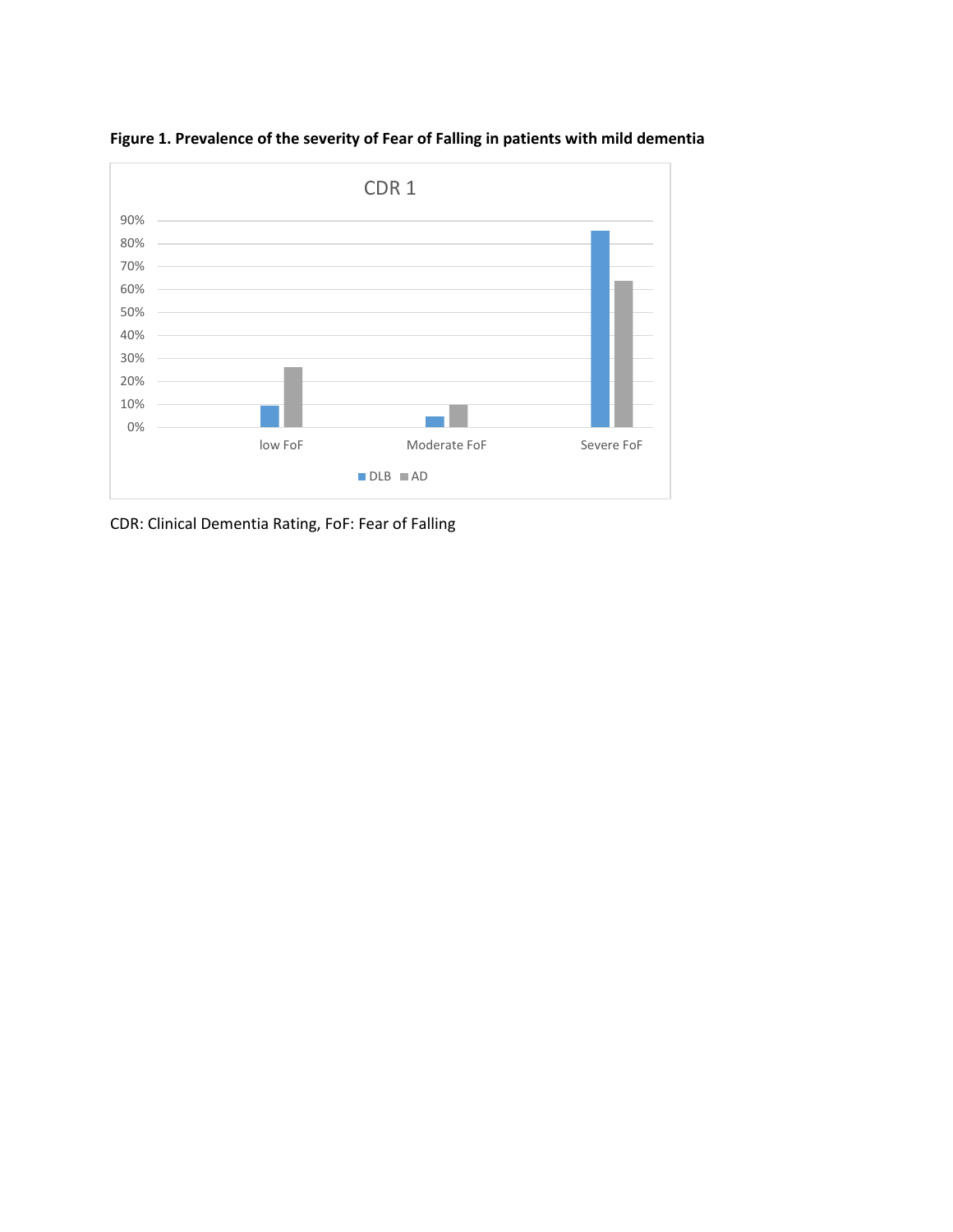**Figure 1. Prevalence of the severity of Fear of Falling in patients with mild dementia**

CDR: Clinical Dementia Rating, FoF: Fear of Falling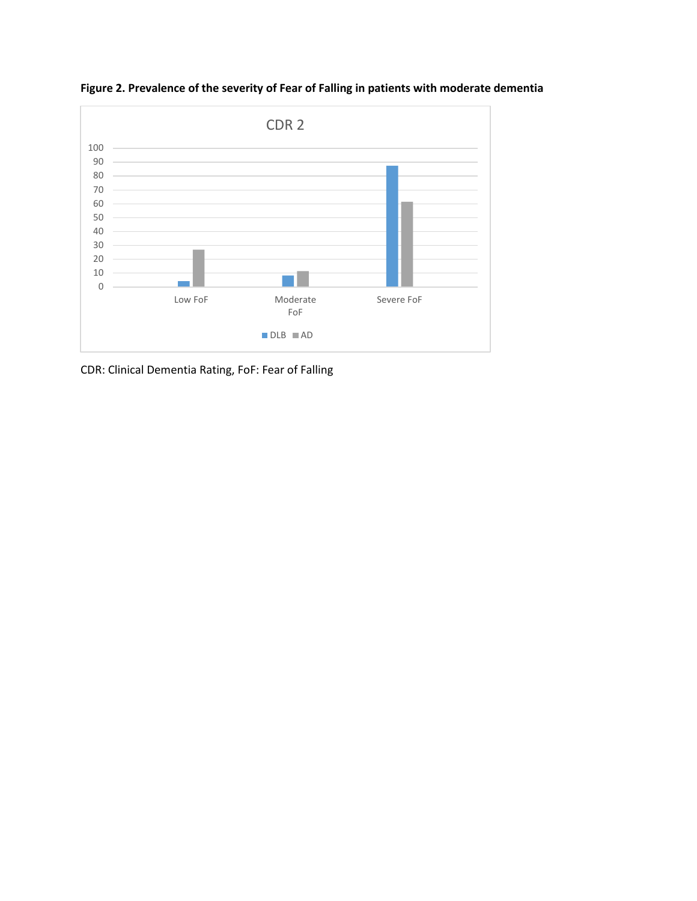**Figure 2. Prevalence of the severity of Fear of Falling in patients with moderate dementia**

CDR 2

100
90
80
70
60
50
40
30
20
10
0

Low FoF
Moderate FoF
Severe FoF

DLB
AD

CDR: Clinical Dementia Rating, FoF: Fear of Falling